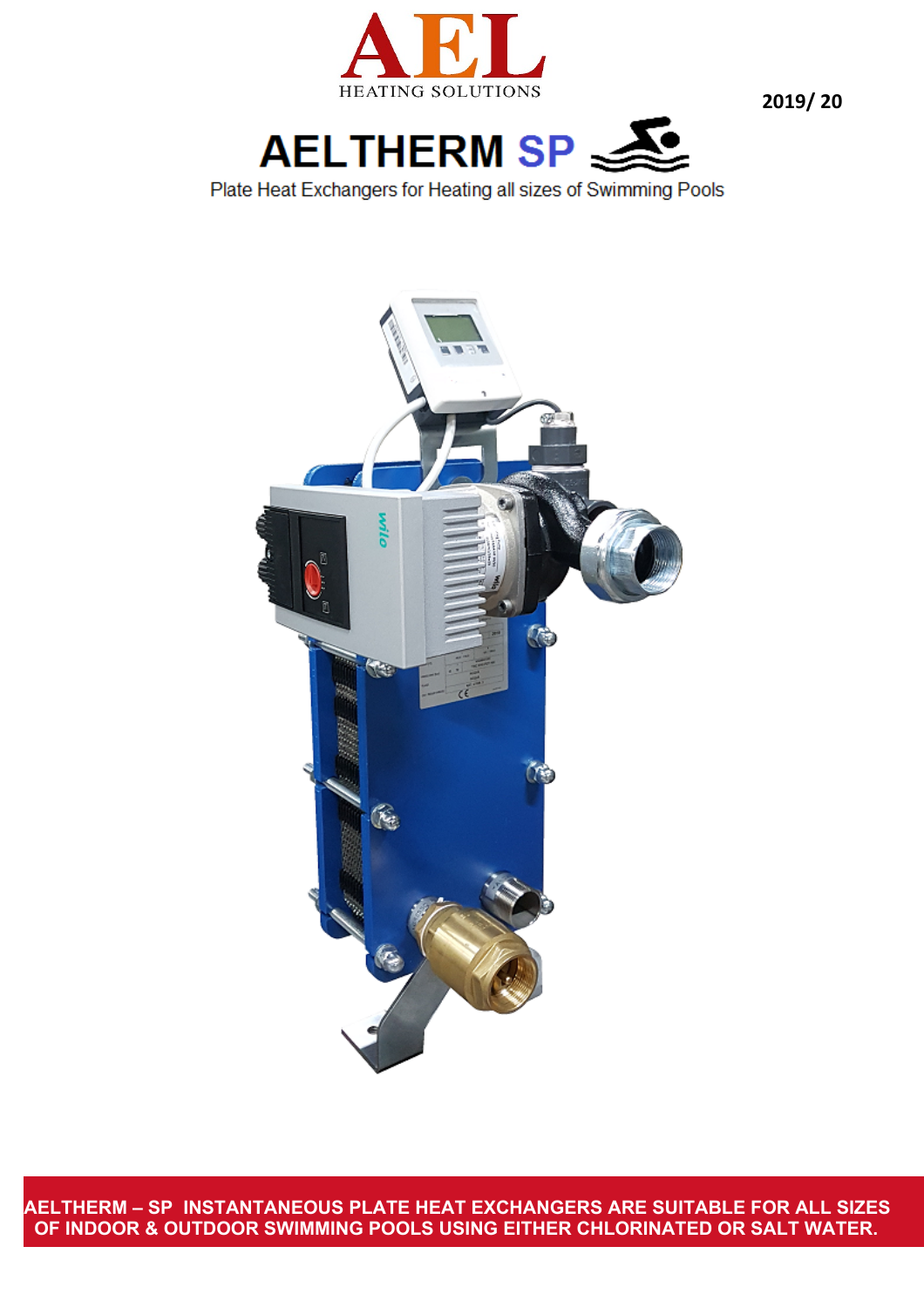# AEL

HEATING SOLUTIONS

2019/ 20

# AELTHERM SP

Plate Heat Exchangers for Heating all sizes of Swimming Pools

**AELTHERM – SP INSTANTANEOUS PLATE HEAT EXCHANGERS ARE SUITABLE FOR ALL SIZES OF INDOOR & OUTDOOR SWIMMING POOLS USING EITHER CHLORINATED OR SALT WATER.**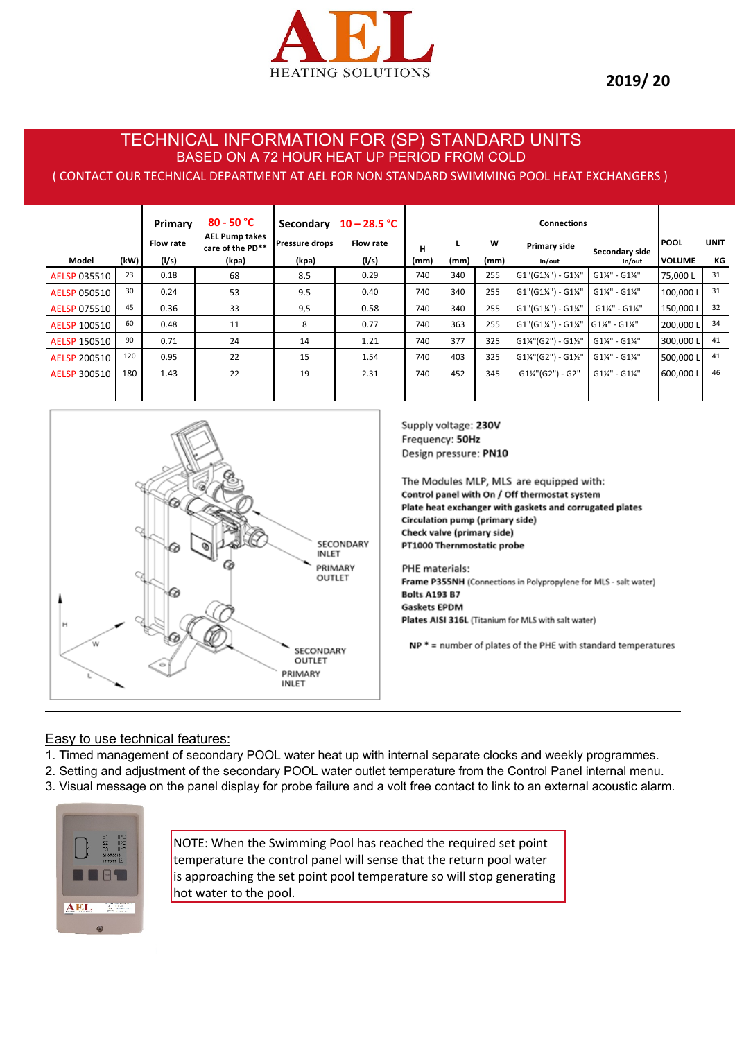AEL
HEATING SOLUTIONS

**2019/ 20**

# TECHNICAL INFORMATION FOR (SP) STANDARD UNITS

## BASED ON A 72 HOUR HEAT UP PERIOD FROM COLD

( CONTACT OUR TECHNICAL DEPARTMENT AT AEL FOR NON STANDARD SWIMMING POOL HEAT EXCHANGERS )

| | | Primary | 80 - 50 °C | Secondary | 10 – 28.5 °C | | | | Connections | | POOL | UNIT |
|---|---|---|---|---|---|---|---|---|---|---|---|---|
| Model | (kW) | Flow rate (l/s) | AEL Pump takes care of the PD** (kpa) | Pressure drops (kpa) | Flow rate (l/s) | H (mm) | L (mm) | W (mm) | Primary side In/out | Secondary side In/out | VOLUME | KG |
| AELSP 035510 | 23 | 0.18 | 68 | 8.5 | 0.29 | 740 | 340 | 255 | G1"(G1¼") - G1¼" | G1¼" - G1¼" | 75,000 L | 31 |
| AELSP 050510 | 30 | 0.24 | 53 | 9.5 | 0.40 | 740 | 340 | 255 | G1"(G1¼") - G1¼" | G1¼" - G1¼" | 100,000 L | 31 |
| AELSP 075510 | 45 | 0.36 | 33 | 9,5 | 0.58 | 740 | 340 | 255 | G1"(G1¼") - G1¼" | G1¼" - G1¼" | 150,000 L | 32 |
| AELSP 100510 | 60 | 0.48 | 11 | 8 | 0.77 | 740 | 363 | 255 | G1"(G1¼") - G1¼" | G1¼" - G1¼" | 200,000 L | 34 |
| AELSP 150510 | 90 | 0.71 | 24 | 14 | 1.21 | 740 | 377 | 325 | G1¼"(G2") - G1½" | G1¼" - G1¼" | 300,000 L | 41 |
| AELSP 200510 | 120 | 0.95 | 22 | 15 | 1.54 | 740 | 403 | 325 | G1¼"(G2") - G1½" | G1¼" - G1¼" | 500,000 L | 41 |
| AELSP 300510 | 180 | 1.43 | 22 | 19 | 2.31 | 740 | 452 | 345 | G1¼"(G2") - G2" | G1¼" - G1¼" | 600,000 L | 46 |

SECONDARY INLET
PRIMARY OUTLET
SECONDARY OUTLET
PRIMARY INLET
H
W
L

Supply voltage: **230V**
Frequency: **50Hz**
Design pressure: **PN10**

The Modules MLP, MLS are equipped with:
**Control panel with On / Off thermostat system**
**Plate heat exchanger with gaskets and corrugated plates**
**Circulation pump (primary side)**
**Check valve (primary side)**
**PT1000 Thermostatic probe**

PHE materials:
**Frame P355NH** (Connections in Polypropylene for MLS - salt water)
**Bolts A193 B7**
**Gaskets EPDM**
**Plates AISI 316L** (Titanium for MLS with salt water)

**NP** * = number of plates of the PHE with standard temperatures

## Easy to use technical features:

1. Timed management of secondary POOL water heat up with internal separate clocks and weekly programmes.
2. Setting and adjustment of the secondary POOL water outlet temperature from the Control Panel internal menu.
3. Visual message on the panel display for probe failure and a volt free contact to link to an external acoustic alarm.

NOTE: When the Swimming Pool has reached the required set point temperature the control panel will sense that the return pool water is approaching the set point pool temperature so will stop generating hot water to the pool.